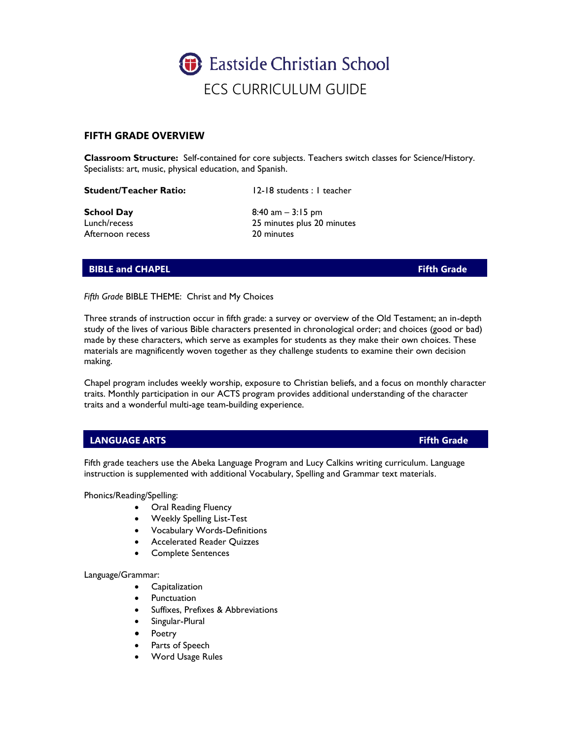# Eastside Christian School

## ECS CURRICULUM GUIDE

### FIFTH GRADE OVERVIEW

**Classroom Structure:** Self-contained for core subjects. Teachers switch classes for Science/History. Specialists: art, music, physical education, and Spanish.

**Student/Teacher Ratio:** 12-18 students : 1 teacher

**School Day** 8:40 am – 3:15 pm
Lunch/recess 25 minutes plus 20 minutes
Afternoon recess 20 minutes

### BIBLE and CHAPEL — Fifth Grade

*Fifth Grade* BIBLE THEME: Christ and My Choices

Three strands of instruction occur in fifth grade: a survey or overview of the Old Testament; an in-depth study of the lives of various Bible characters presented in chronological order; and choices (good or bad) made by these characters, which serve as examples for students as they make their own choices. These materials are magnificently woven together as they challenge students to examine their own decision making.

Chapel program includes weekly worship, exposure to Christian beliefs, and a focus on monthly character traits. Monthly participation in our ACTS program provides additional understanding of the character traits and a wonderful multi-age team-building experience.

### LANGUAGE ARTS — Fifth Grade

Fifth grade teachers use the Abeka Language Program and Lucy Calkins writing curriculum. Language instruction is supplemented with additional Vocabulary, Spelling and Grammar text materials.

Phonics/Reading/Spelling:

- Oral Reading Fluency
- Weekly Spelling List-Test
- Vocabulary Words-Definitions
- Accelerated Reader Quizzes
- Complete Sentences

Language/Grammar:

- Capitalization
- Punctuation
- Suffixes, Prefixes & Abbreviations
- Singular-Plural
- Poetry
- Parts of Speech
- Word Usage Rules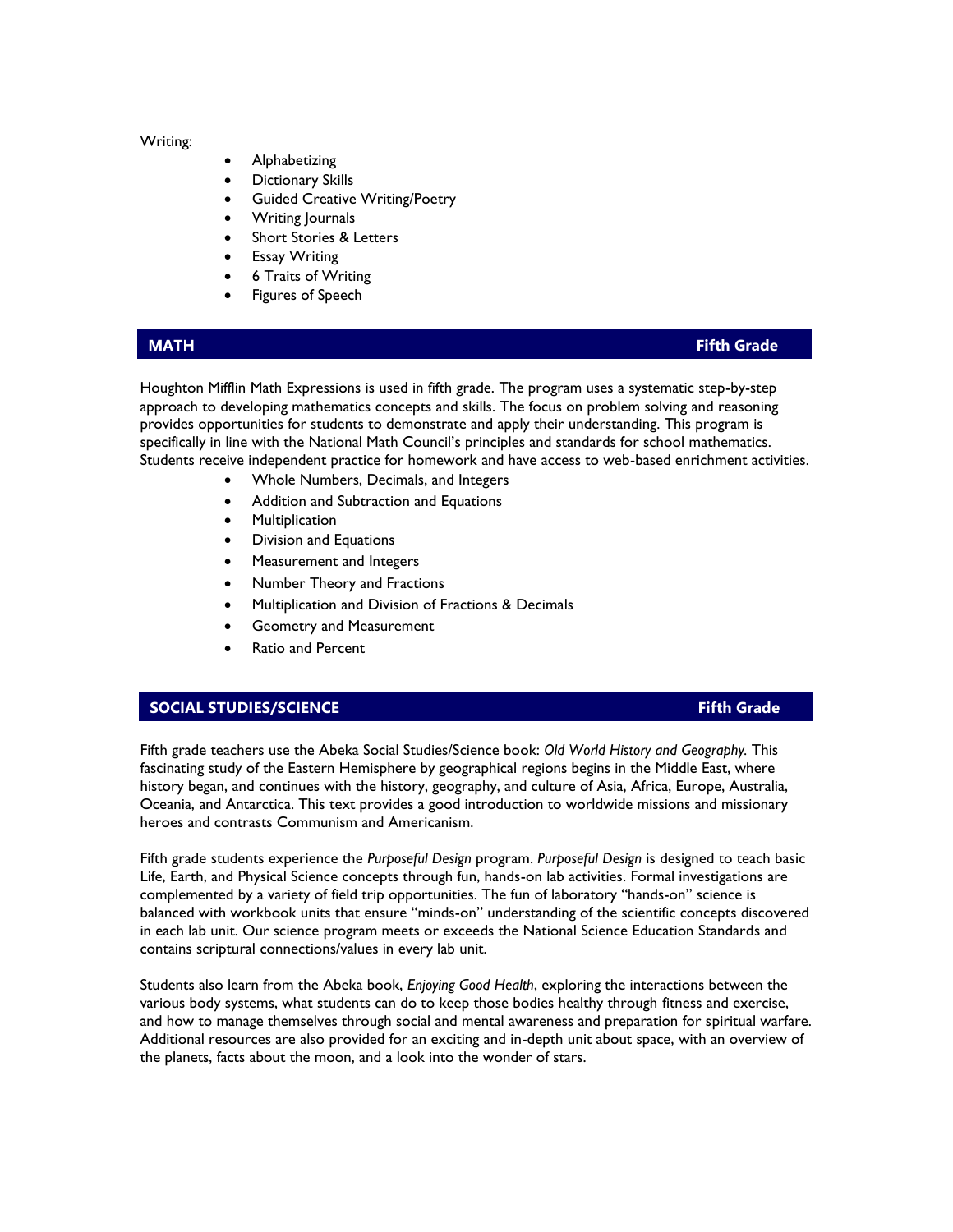Writing:

- Alphabetizing
- Dictionary Skills
- Guided Creative Writing/Poetry
- Writing Journals
- Short Stories & Letters
- Essay Writing
- 6 Traits of Writing
- Figures of Speech

## MATH — Fifth Grade

Houghton Mifflin Math Expressions is used in fifth grade. The program uses a systematic step-by-step approach to developing mathematics concepts and skills. The focus on problem solving and reasoning provides opportunities for students to demonstrate and apply their understanding. This program is specifically in line with the National Math Council's principles and standards for school mathematics. Students receive independent practice for homework and have access to web-based enrichment activities.

- Whole Numbers, Decimals, and Integers
- Addition and Subtraction and Equations
- Multiplication
- Division and Equations
- Measurement and Integers
- Number Theory and Fractions
- Multiplication and Division of Fractions & Decimals
- Geometry and Measurement
- Ratio and Percent

## SOCIAL STUDIES/SCIENCE — Fifth Grade

Fifth grade teachers use the Abeka Social Studies/Science book: *Old World History and Geography*. This fascinating study of the Eastern Hemisphere by geographical regions begins in the Middle East, where history began, and continues with the history, geography, and culture of Asia, Africa, Europe, Australia, Oceania, and Antarctica. This text provides a good introduction to worldwide missions and missionary heroes and contrasts Communism and Americanism.

Fifth grade students experience the *Purposeful Design* program. *Purposeful Design* is designed to teach basic Life, Earth, and Physical Science concepts through fun, hands-on lab activities. Formal investigations are complemented by a variety of field trip opportunities. The fun of laboratory "hands-on" science is balanced with workbook units that ensure "minds-on" understanding of the scientific concepts discovered in each lab unit. Our science program meets or exceeds the National Science Education Standards and contains scriptural connections/values in every lab unit.

Students also learn from the Abeka book, *Enjoying Good Health*, exploring the interactions between the various body systems, what students can do to keep those bodies healthy through fitness and exercise, and how to manage themselves through social and mental awareness and preparation for spiritual warfare. Additional resources are also provided for an exciting and in-depth unit about space, with an overview of the planets, facts about the moon, and a look into the wonder of stars.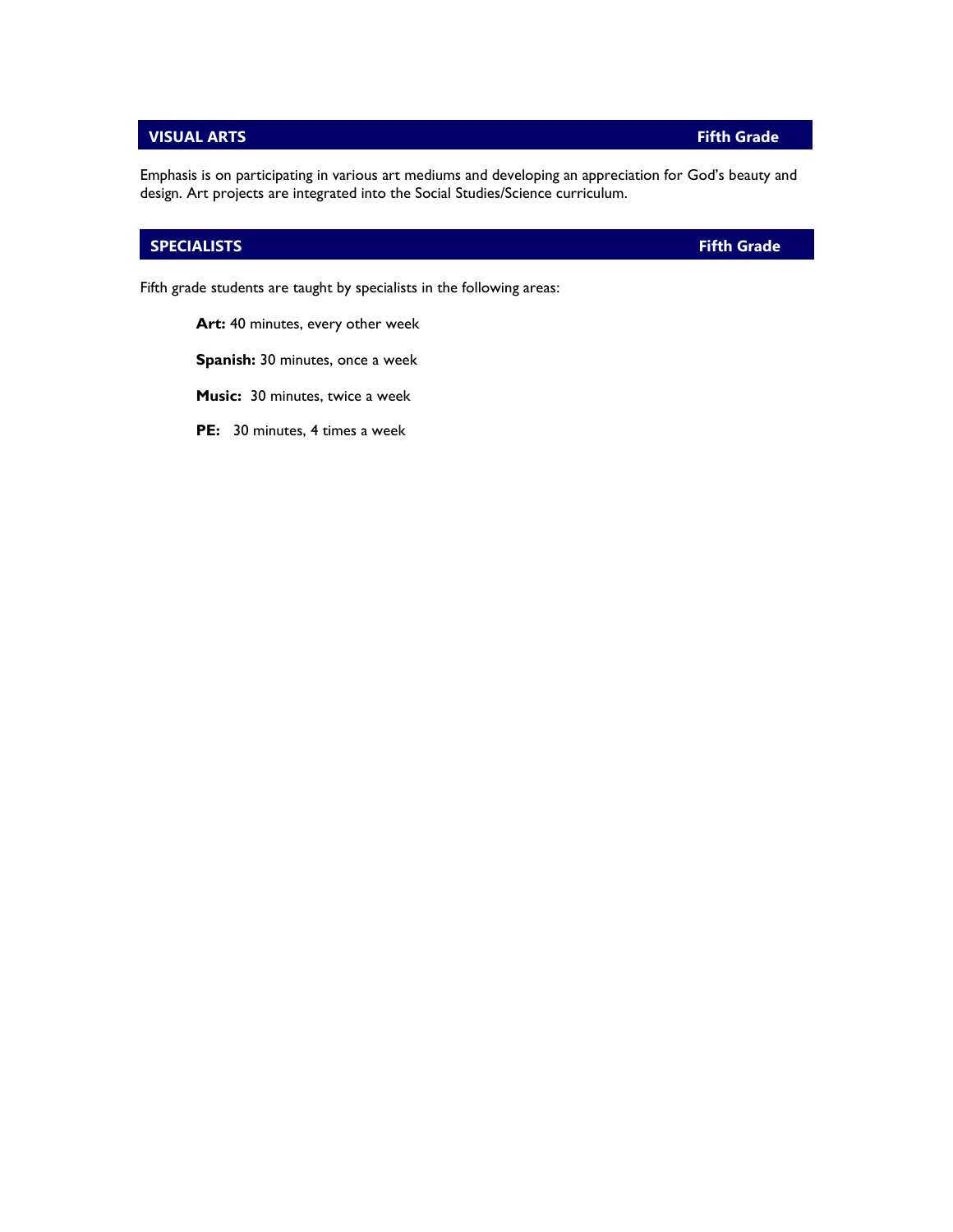## VISUAL ARTS — Fifth Grade

Emphasis is on participating in various art mediums and developing an appreciation for God's beauty and design. Art projects are integrated into the Social Studies/Science curriculum.

## SPECIALISTS — Fifth Grade

Fifth grade students are taught by specialists in the following areas:

**Art:** 40 minutes, every other week

**Spanish:** 30 minutes, once a week

**Music:** 30 minutes, twice a week

**PE:** 30 minutes, 4 times a week